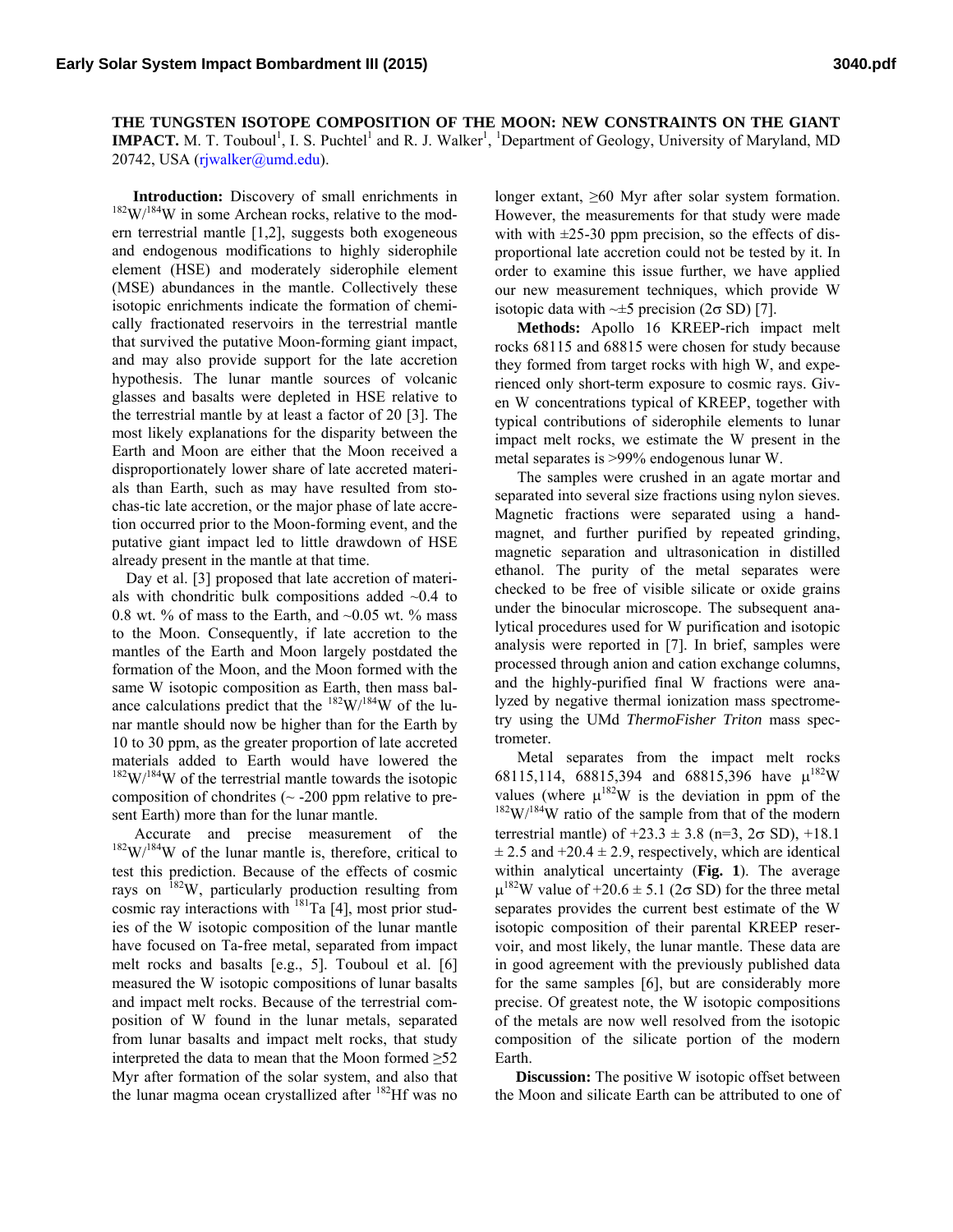# THE TUNGSTEN ISOTOPE COMPOSITION OF THE MOON: NEW CONSTRAINTS ON THE GIANT IMPACT.

M. T. Touboul[1], I. S. Puchtel[1] and R. J. Walker[1], [1]Department of Geology, University of Maryland, MD 20742, USA (rjwalker@umd.edu).

**Introduction:** Discovery of small enrichments in $^{182}W/^{184}W$ in some Archean rocks, relative to the modern terrestrial mantle [1,2], suggests both exogeneous and endogenous modifications to highly siderophile element (HSE) and moderately siderophile element (MSE) abundances in the mantle. Collectively these isotopic enrichments indicate the formation of chemically fractionated reservoirs in the terrestrial mantle that survived the putative Moon-forming giant impact, and may also provide support for the late accretion hypothesis. The lunar mantle sources of volcanic glasses and basalts were depleted in HSE relative to the terrestrial mantle by at least a factor of 20 [3]. The most likely explanations for the disparity between the Earth and Moon are either that the Moon received a disproportionately lower share of late accreted materials than Earth, such as may have resulted from stochas-tic late accretion, or the major phase of late accretion occurred prior to the Moon-forming event, and the putative giant impact led to little drawdown of HSE already present in the mantle at that time.

Day et al. [3] proposed that late accretion of materials with chondritic bulk compositions added ~0.4 to 0.8 wt. % of mass to the Earth, and ~0.05 wt. % mass to the Moon. Consequently, if late accretion to the mantles of the Earth and Moon largely postdated the formation of the Moon, and the Moon formed with the same W isotopic composition as Earth, then mass balance calculations predict that the $^{182}W/^{184}W$ of the lunar mantle should now be higher than for the Earth by 10 to 30 ppm, as the greater proportion of late accreted materials added to Earth would have lowered the $^{182}W/^{184}W$ of the terrestrial mantle towards the isotopic composition of chondrites (~ -200 ppm relative to present Earth) more than for the lunar mantle.

Accurate and precise measurement of the $^{182}W/^{184}W$ of the lunar mantle is, therefore, critical to test this prediction. Because of the effects of cosmic rays on $^{182}W$, particularly production resulting from cosmic ray interactions with $^{181}Ta$ [4], most prior studies of the W isotopic composition of the lunar mantle have focused on Ta-free metal, separated from impact melt rocks and basalts [e.g., 5]. Touboul et al. [6] measured the W isotopic compositions of lunar basalts and impact melt rocks. Because of the terrestrial composition of W found in the lunar metals, separated from lunar basalts and impact melt rocks, that study interpreted the data to mean that the Moon formed ≥52 Myr after formation of the solar system, and also that the lunar magma ocean crystallized after $^{182}Hf$ was no longer extant, ≥60 Myr after solar system formation. However, the measurements for that study were made with with ±25-30 ppm precision, so the effects of disproportional late accretion could not be tested by it. In order to examine this issue further, we have applied our new measurement techniques, which provide W isotopic data with ~±5 precision (2σ SD) [7].

**Methods:** Apollo 16 KREEP-rich impact melt rocks 68115 and 68815 were chosen for study because they formed from target rocks with high W, and experienced only short-term exposure to cosmic rays. Given W concentrations typical of KREEP, together with typical contributions of siderophile elements to lunar impact melt rocks, we estimate the W present in the metal separates is >99% endogenous lunar W.

The samples were crushed in an agate mortar and separated into several size fractions using nylon sieves. Magnetic fractions were separated using a hand-magnet, and further purified by repeated grinding, magnetic separation and ultrasonication in distilled ethanol. The purity of the metal separates were checked to be free of visible silicate or oxide grains under the binocular microscope. The subsequent analytical procedures used for W purification and isotopic analysis were reported in [7]. In brief, samples were processed through anion and cation exchange columns, and the highly-purified final W fractions were analyzed by negative thermal ionization mass spectrometry using the UMd *ThermoFisher Triton* mass spectrometer.

Metal separates from the impact melt rocks 68115,114, 68815,394 and 68815,396 have $\mu^{182}W$ values (where $\mu^{182}W$ is the deviation in ppm of the $^{182}W/^{184}W$ ratio of the sample from that of the modern terrestrial mantle) of +23.3 ± 3.8 (n=3, 2σ SD), +18.1 ± 2.5 and +20.4 ± 2.9, respectively, which are identical within analytical uncertainty (**Fig. 1**). The average $\mu^{182}W$ value of +20.6 ± 5.1 (2σ SD) for the three metal separates provides the current best estimate of the W isotopic composition of their parental KREEP reservoir, and most likely, the lunar mantle. These data are in good agreement with the previously published data for the same samples [6], but are considerably more precise. Of greatest note, the W isotopic compositions of the metals are now well resolved from the isotopic composition of the silicate portion of the modern Earth.

**Discussion:** The positive W isotopic offset between the Moon and silicate Earth can be attributed to one of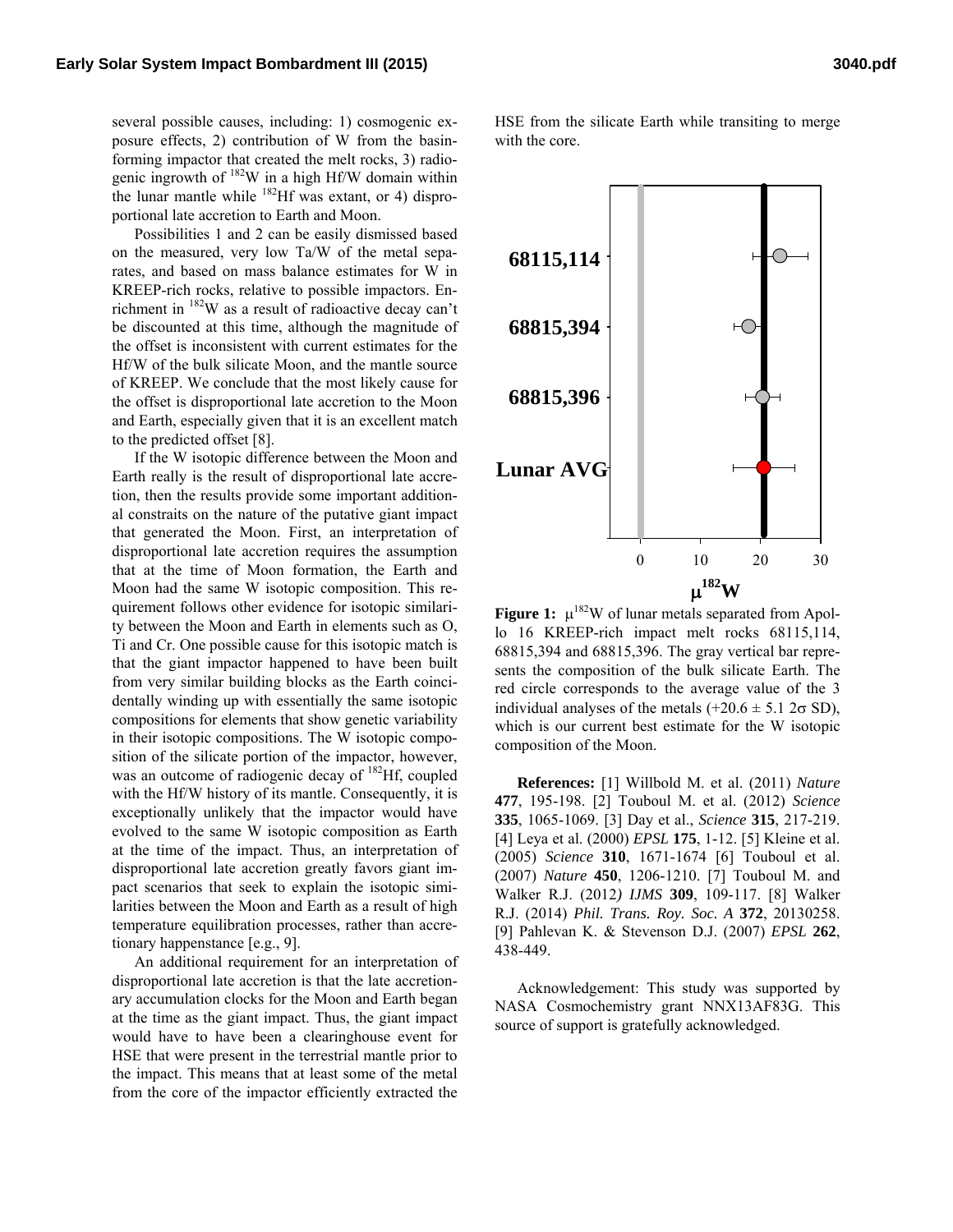several possible causes, including: 1) cosmogenic exposure effects, 2) contribution of W from the basin-forming impactor that created the melt rocks, 3) radiogenic ingrowth of $^{182}$W in a high Hf/W domain within the lunar mantle while $^{182}$Hf was extant, or 4) disproportional late accretion to Earth and Moon.

Possibilities 1 and 2 can be easily dismissed based on the measured, very low Ta/W of the metal separates, and based on mass balance estimates for W in KREEP-rich rocks, relative to possible impactors. Enrichment in $^{182}$W as a result of radioactive decay can't be discounted at this time, although the magnitude of the offset is inconsistent with current estimates for the Hf/W of the bulk silicate Moon, and the mantle source of KREEP. We conclude that the most likely cause for the offset is disproportional late accretion to the Moon and Earth, especially given that it is an excellent match to the predicted offset [8].

If the W isotopic difference between the Moon and Earth really is the result of disproportional late accretion, then the results provide some important additional constraints on the nature of the putative giant impact that generated the Moon. First, an interpretation of disproportional late accretion requires the assumption that at the time of Moon formation, the Earth and Moon had the same W isotopic composition. This requirement follows other evidence for isotopic similarity between the Moon and Earth in elements such as O, Ti and Cr. One possible cause for this isotopic match is that the giant impactor happened to have been built from very similar building blocks as the Earth coincidentally winding up with essentially the same isotopic compositions for elements that show genetic variability in their isotopic compositions. The W isotopic composition of the silicate portion of the impactor, however, was an outcome of radiogenic decay of $^{182}$Hf, coupled with the Hf/W history of its mantle. Consequently, it is exceptionally unlikely that the impactor would have evolved to the same W isotopic composition as Earth at the time of the impact. Thus, an interpretation of disproportional late accretion greatly favors giant impact scenarios that seek to explain the isotopic similarities between the Moon and Earth as a result of high temperature equilibration processes, rather than accretionary happenstance [e.g., 9].

An additional requirement for an interpretation of disproportional late accretion is that the late accretionary accumulation clocks for the Moon and Earth began at the time as the giant impact. Thus, the giant impact would have to have been a clearinghouse event for HSE that were present in the terrestrial mantle prior to the impact. This means that at least some of the metal from the core of the impactor efficiently extracted the HSE from the silicate Earth while transiting to merge with the core.

68115,114
68815,394
68815,396
Lunar AVG
0
10
20
30
$\mu^{182}$W

**Figure 1:** $\mu^{182}$W of lunar metals separated from Apollo 16 KREEP-rich impact melt rocks 68115,114, 68815,394 and 68815,396. The gray vertical bar represents the composition of the bulk silicate Earth. The red circle corresponds to the average value of the 3 individual analyses of the metals ($+20.6 \pm 5.1$ $2\sigma$ SD), which is our current best estimate for the W isotopic composition of the Moon.

**References:** [1] Willbold M. et al. (2011) *Nature* **477**, 195-198. [2] Touboul M. et al. (2012) *Science* **335**, 1065-1069. [3] Day et al., *Science* **315**, 217-219. [4] Leya et al. (2000) *EPSL* **175**, 1-12. [5] Kleine et al. (2005) *Science* **310**, 1671-1674 [6] Touboul et al. (2007) *Nature* **450**, 1206-1210. [7] Touboul M. and Walker R.J. (2012) *IJMS* **309**, 109-117. [8] Walker R.J. (2014) *Phil. Trans. Roy. Soc. A* **372**, 20130258. [9] Pahlevan K. & Stevenson D.J. (2007) *EPSL* **262**, 438-449.

Acknowledgement: This study was supported by NASA Cosmochemistry grant NNX13AF83G. This source of support is gratefully acknowledged.